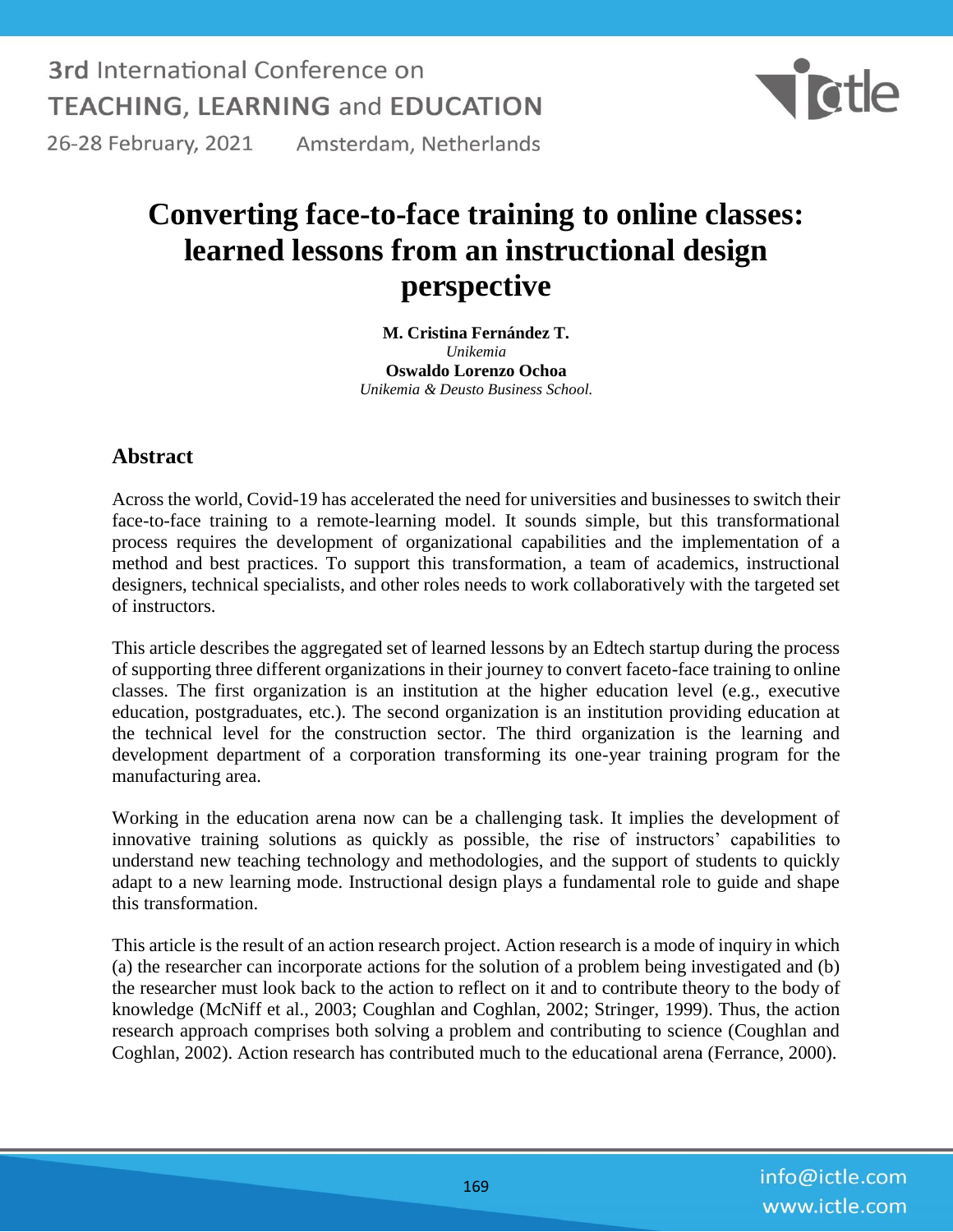# Converting face-to-face training to online classes: learned lessons from an instructional design perspective

**M. Cristina Fernández T.**
*Unikemia*
**Oswaldo Lorenzo Ochoa**
*Unikemia & Deusto Business School.*

## Abstract

Across the world, Covid-19 has accelerated the need for universities and businesses to switch their face-to-face training to a remote-learning model. It sounds simple, but this transformational process requires the development of organizational capabilities and the implementation of a method and best practices. To support this transformation, a team of academics, instructional designers, technical specialists, and other roles needs to work collaboratively with the targeted set of instructors.

This article describes the aggregated set of learned lessons by an Edtech startup during the process of supporting three different organizations in their journey to convert faceto-face training to online classes. The first organization is an institution at the higher education level (e.g., executive education, postgraduates, etc.). The second organization is an institution providing education at the technical level for the construction sector. The third organization is the learning and development department of a corporation transforming its one-year training program for the manufacturing area.

Working in the education arena now can be a challenging task. It implies the development of innovative training solutions as quickly as possible, the rise of instructors' capabilities to understand new teaching technology and methodologies, and the support of students to quickly adapt to a new learning mode. Instructional design plays a fundamental role to guide and shape this transformation.

This article is the result of an action research project. Action research is a mode of inquiry in which (a) the researcher can incorporate actions for the solution of a problem being investigated and (b) the researcher must look back to the action to reflect on it and to contribute theory to the body of knowledge (McNiff et al., 2003; Coughlan and Coghlan, 2002; Stringer, 1999). Thus, the action research approach comprises both solving a problem and contributing to science (Coughlan and Coghlan, 2002). Action research has contributed much to the educational arena (Ferrance, 2000).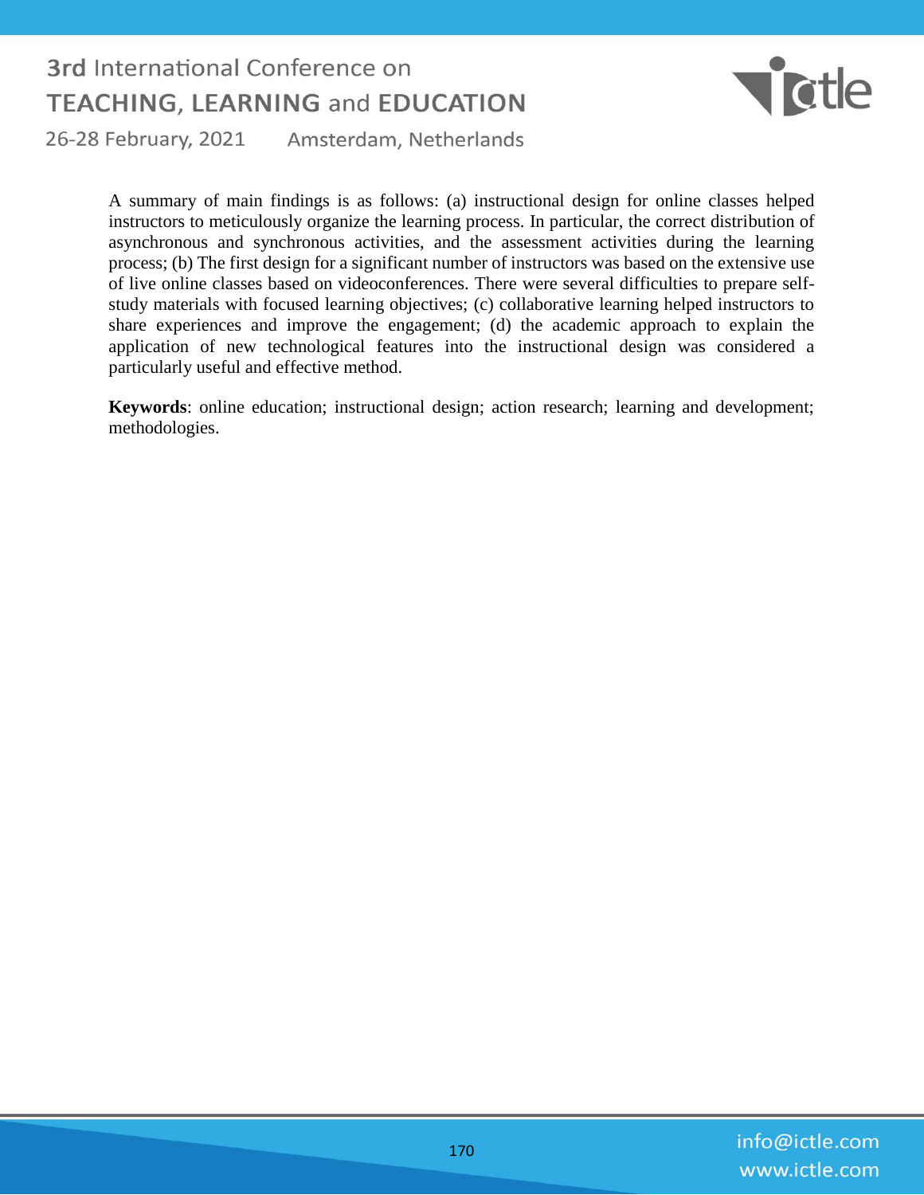A summary of main findings is as follows: (a) instructional design for online classes helped instructors to meticulously organize the learning process. In particular, the correct distribution of asynchronous and synchronous activities, and the assessment activities during the learning process; (b) The first design for a significant number of instructors was based on the extensive use of live online classes based on videoconferences. There were several difficulties to prepare self-study materials with focused learning objectives; (c) collaborative learning helped instructors to share experiences and improve the engagement; (d) the academic approach to explain the application of new technological features into the instructional design was considered a particularly useful and effective method.

**Keywords**: online education; instructional design; action research; learning and development; methodologies.